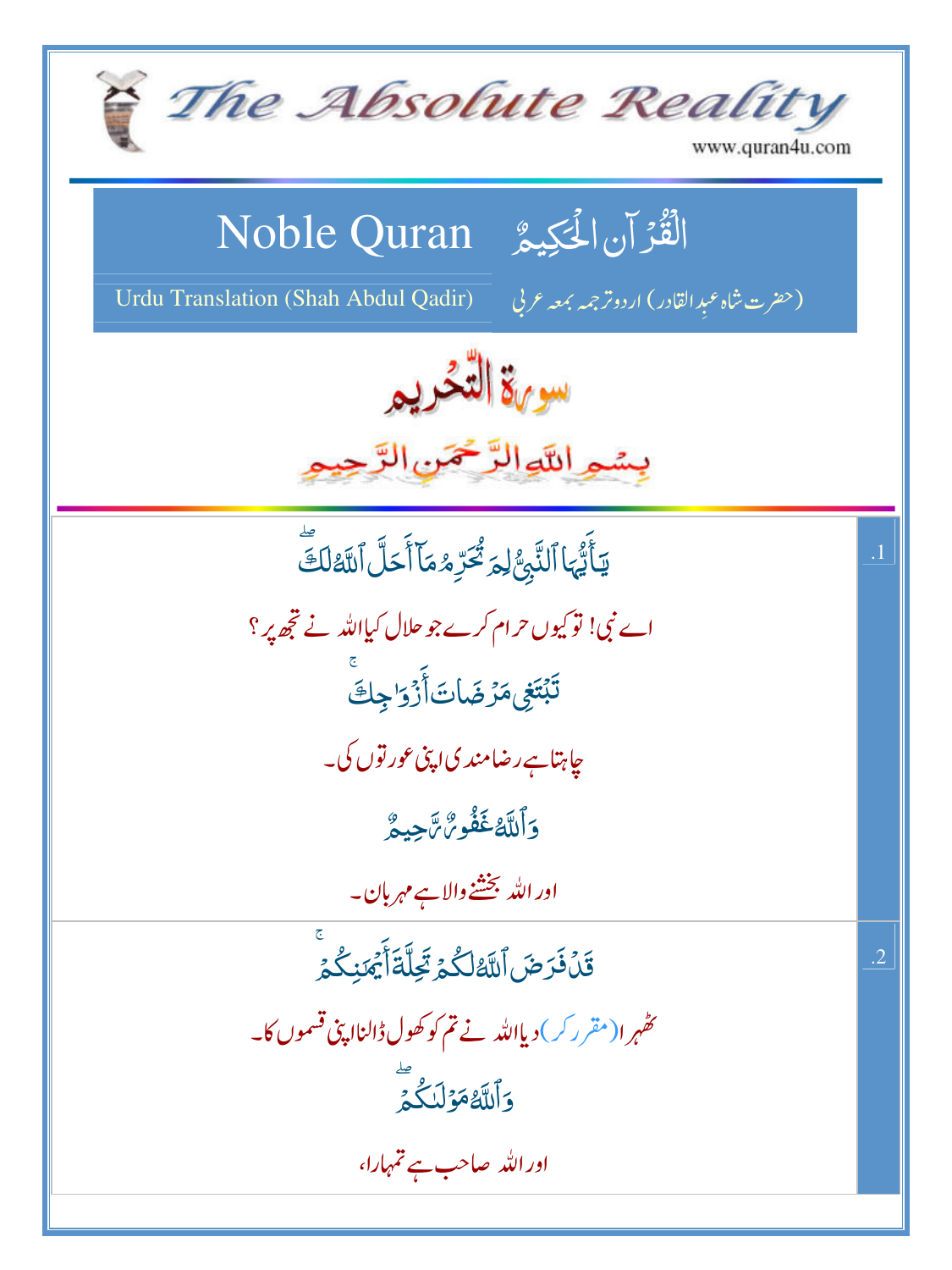# The Absolute Reality

www.quran4u.com

## Noble Quran الْقُرْآنُ الْحَكِيمُ

Urdu Translation (Shah Abdul Qadir) (حضرت شاہ عبدالقادر) اردو ترجمہ بمعہ عربی

## سورۃ التحریم

بِسْمِ اللّٰہِ الرَّحْمٰنِ الرَّحِیْمِ

.1

يَٰٓأَيُّهَا ٱلنَّبِيُّ لِمَ تُحَرِّمُ مَآ أَحَلَّ ٱللَّهُ لَكَۖ

اے نبی! تو کیوں حرام کرے جو حلال کیا اللہ نے تجھ پر؟

تَبۡتَغِي مَرۡضَاتَ أَزۡوَٰجِكَۚ

چاہتا ہے رضامندی اپنی عورتوں کی۔

وَٱللَّهُ غَفُورٞ رَّحِيمٞ

اور اللہ بخشنے والا ہے مہربان۔

.2

قَدۡ فَرَضَ ٱللَّهُ لَكُمۡ تَحِلَّةَ أَيۡمَٰنِكُمۡۚ

ٹھہرا (مقرر کر) دیا اللہ نے تم کو کھول ڈالنا اپنی قسموں کا۔

وَٱللَّهُ مَوۡلَىٰكُمۡۖ

اور اللہ صاحب ہے تمہارا،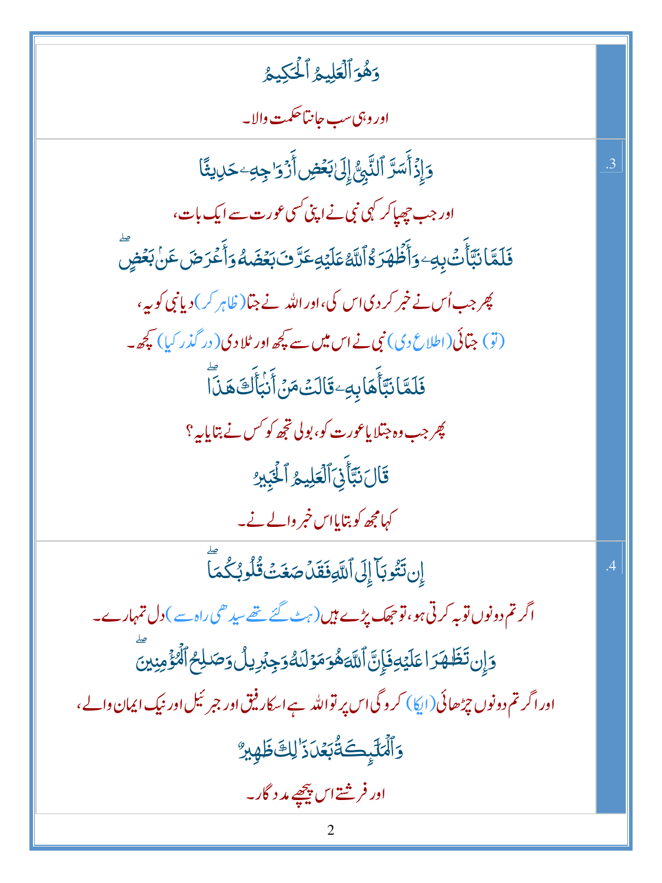وَهُوَ ٱلۡعَلِيمُ ٱلۡحَكِيمُ

اور وہی سب جانتا حکمت والا۔

.3

وَإِذۡ أَسَرَّ ٱلنَّبِيُّ إِلَىٰ بَعۡضِ أَزۡوَٰجِهِۦ حَدِيثٗا

اور جب چھپا کر کہی نبی نے اپنی کسی عورت سے ایک بات،

فَلَمَّا نَبَّأَتۡ بِهِۦ وَأَظۡهَرَهُ ٱللَّهُ عَلَيۡهِ عَرَّفَ بَعۡضَهُۥ وَأَعۡرَضَ عَنۢ بَعۡضٖۖ

پھر جب اُس نے خبر کر دی اس کی، اور اللہ نے جتا (ظاہر کر) دیا نبی کو یہ،

(تو) جتائی (اطلاع دی) نبی نے اس میں سے کچھ اور ٹلا دی (درگذر کیا) کچھ۔

فَلَمَّا نَبَّأَهَا بِهِۦ قَالَتۡ مَنۡ أَنۢبَأَكَ هَٰذَاۖ

پھر جب وہ جتلایا عورت کو، بولی تجھ کو کس نے بتایا یہ؟

قَالَ نَبَّأَنِيَ ٱلۡعَلِيمُ ٱلۡخَبِيرُ

کہا مجھ کو بتایا اس خبر والے نے۔

.4

إِن تَتُوبَآ إِلَى ٱللَّهِ فَقَدۡ صَغَتۡ قُلُوبُكُمَاۖ

اگر تم دونوں توبہ کرتی ہو، تو جھک پڑے ہیں (ہٹ گئے تھے سیدھی راہ سے) دل تمہارے۔

وَإِن تَظَٰهَرَا عَلَيۡهِ فَإِنَّ ٱللَّهَ هُوَ مَوۡلَىٰهُ وَجِبۡرِيلُ وَصَٰلِحُ ٱلۡمُؤۡمِنِينَۖ

اور اگر تم دونوں چڑھائی (ایکا) کرو گی اس پر تو اللہ ہے اسکا رفیق اور جبرئیل اور نیک ایمان والے،

وَٱلۡمَلَٰٓئِكَةُ بَعۡدَ ذَٰلِكَ ظَهِيرٌ

اور فرشتے اس پیچھے مددگار۔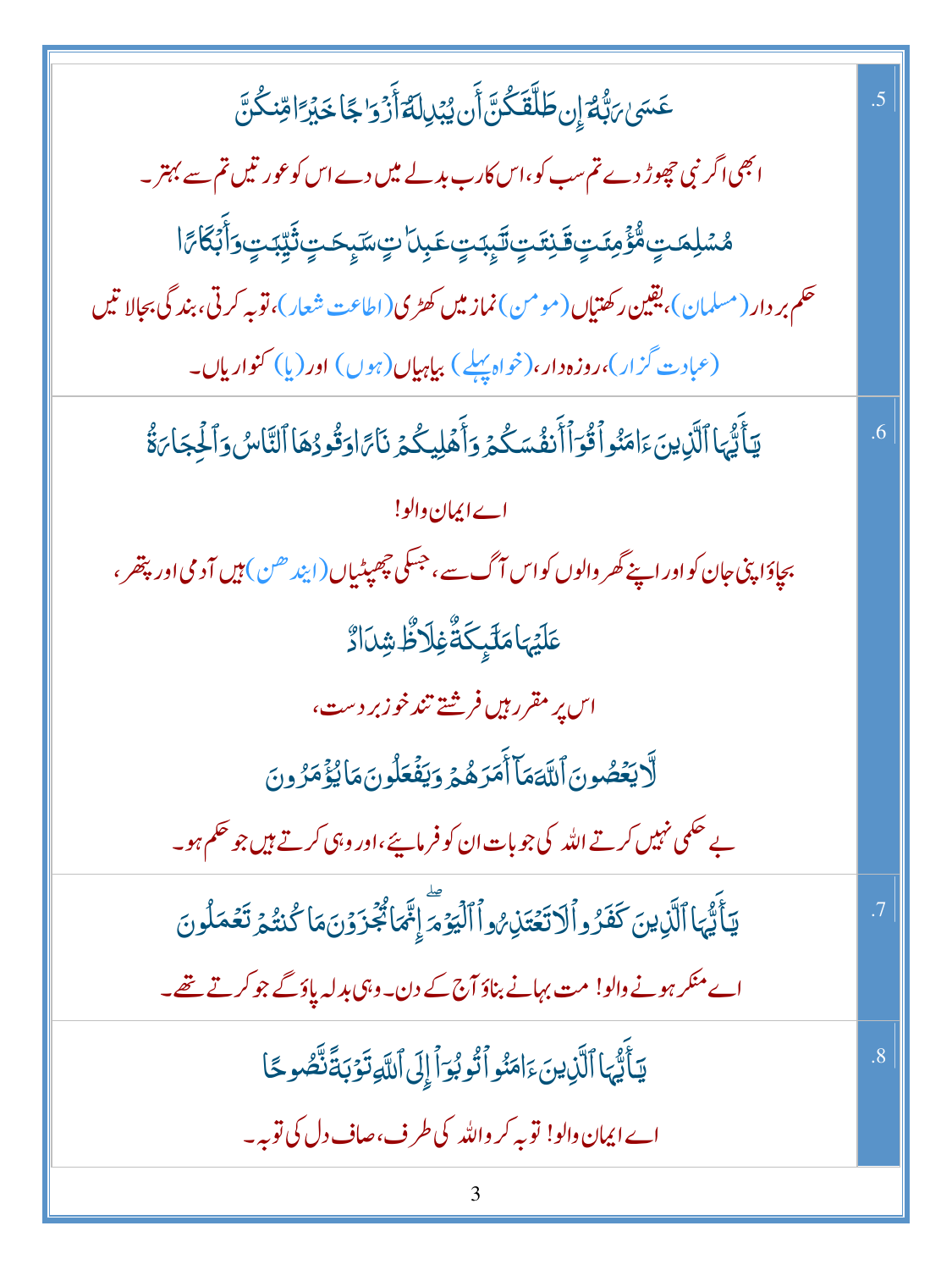| | |
|---|---|
| عَسَىٰ رَبُّهُۥٓ إِن طَلَّقَكُنَّ أَن يُبْدِلَهُۥٓ أَزْوَٰجًا خَيْرًا مِّنكُنَّ<br><br>ابھی اگر نبی چھوڑ دے تم سب کو، اس کا رب بدلے میں دے اس کو عورتیں تم سے بہتر۔<br><br>مُسْلِمَٰتٍ مُّؤْمِنَٰتٍ قَٰنِتَٰتٍ تَٰٓئِبَٰتٍ عَٰبِدَٰتٍ سَٰٓئِحَٰتٍ ثَيِّبَٰتٍ وَأَبْكَارًا<br><br>حکم بردار (مسلمان)، یقین رکھتیاں (مومن) نماز میں کھڑی (اطاعت شعار)، توبہ کرتی، بندگی بجالاتیں (عبادت گزار)، روزہ دار، (خواہ پہلے) بیاہیاں (ہوں) اور (یا) کنواریاں۔ | .5 |
| يَٰٓأَيُّهَا ٱلَّذِينَ ءَامَنُوا۟ قُوٓا۟ أَنفُسَكُمْ وَأَهْلِيكُمْ نَارًا وَقُودُهَا ٱلنَّاسُ وَٱلْحِجَارَةُ<br><br>اے ایمان والو!<br><br>بچاؤ اپنی جان کو اور اپنے گھر والوں کو اس آگ سے، جسکی چھپٹیاں (ایندھن) ہیں آدمی اور پتھر،<br><br>عَلَيْهَا مَلَٰٓئِكَةٌ غِلَاظٌ شِدَادٌ<br><br>اس پر مقرر ہیں فرشتے تند خو زبردست،<br><br>لَّا يَعْصُونَ ٱللَّهَ مَآ أَمَرَهُمْ وَيَفْعَلُونَ مَا يُؤْمَرُونَ<br><br>بے حکمی نہیں کرتے اللہ کی جو بات ان کو فرمائیے، اور وہی کرتے ہیں جو حکم ہو۔ | .6 |
| يَٰٓأَيُّهَا ٱلَّذِينَ كَفَرُوا۟ لَا تَعْتَذِرُوا۟ ٱلْيَوْمَ ۖ إِنَّمَا تُجْزَوْنَ مَا كُنتُمْ تَعْمَلُونَ<br><br>اے منکر ہونے والو! مت بہانے بناؤ آج کے دن۔ وہی بدلہ پاؤ گے جو کرتے تھے۔ | .7 |
| يَٰٓأَيُّهَا ٱلَّذِينَ ءَامَنُوا۟ تُوبُوٓا۟ إِلَى ٱللَّهِ تَوْبَةً نَّصُوحًا<br><br>اے ایمان والو! توبہ کرو اللہ کی طرف، صاف دل کی توبہ۔ | .8 |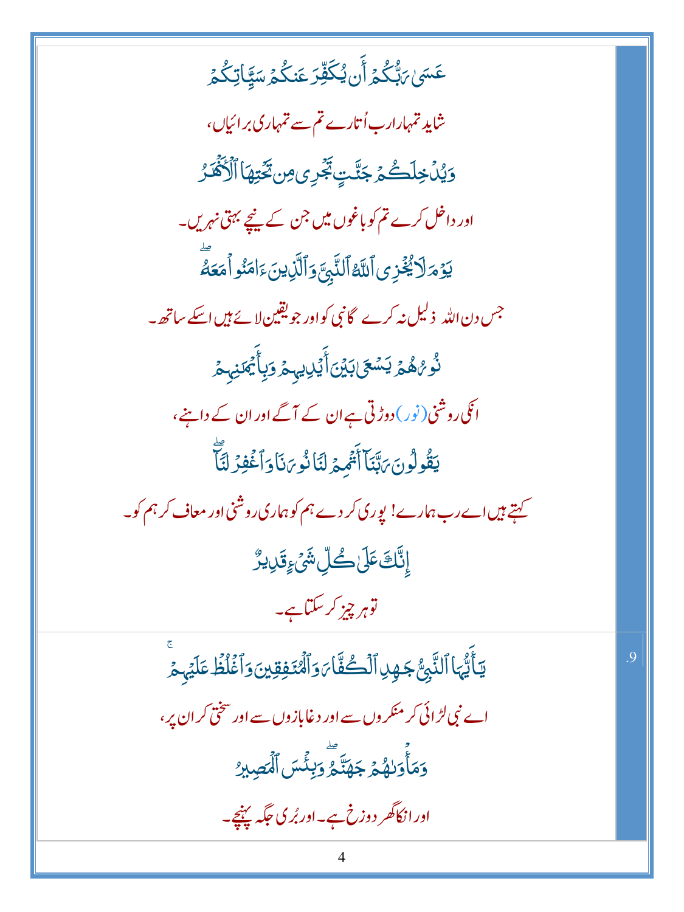عَسَىٰ رَبُّكُمْ أَن يُكَفِّرَ عَنكُمْ سَيِّـَٔاتِكُمْ

شاید تمہارا رب اُتارے تم سے تمہاری برائیاں،

وَيُدْخِلَكُمْ جَنَّـٰتٍ تَجْرِى مِن تَحْتِهَا ٱلْأَنْهَـٰرُ

اور داخل کرے تم کو باغوں میں جن کے نیچے بہتی نہریں۔

يَوْمَ لَا يُخْزِى ٱللَّهُ ٱلنَّبِىَّ وَٱلَّذِينَ ءَامَنُوا۟ مَعَهُۥ ۖ

جس دن اللہ ذلیل نہ کرے گا نبی کو اور جو یقین لائے ہیں اسکے ساتھ۔

نُورُهُمْ يَسْعَىٰ بَيْنَ أَيْدِيهِمْ وَبِأَيْمَـٰنِهِمْ

انکی روشنی (نور) دوڑتی ہے ان کے آگے اور ان کے داہنے،

يَقُولُونَ رَبَّنَآ أَتْمِمْ لَنَا نُورَنَا وَٱغْفِرْ لَنَآ ۖ

کہتے ہیں اے رب ہمارے! پوری کر دے ہم کو ہماری روشنی اور معاف کر ہم کو۔

إِنَّكَ عَلَىٰ كُلِّ شَىْءٍ قَدِيرٌ

تو ہر چیز کر سکتا ہے۔

.9

يَـٰٓأَيُّهَا ٱلنَّبِىُّ جَـٰهِدِ ٱلْكُفَّارَ وَٱلْمُنَـٰفِقِينَ وَٱغْلُظْ عَلَيْهِمْ ۚ

اے نبی لڑائی کر منکروں سے اور دغابازوں سے اور سختی کر ان پر،

وَمَأْوَىٰهُمْ جَهَنَّمُ ۖ وَبِئْسَ ٱلْمَصِيرُ

اور انکا گھر دوزخ ہے۔ اور بُری جگہ پہنچے۔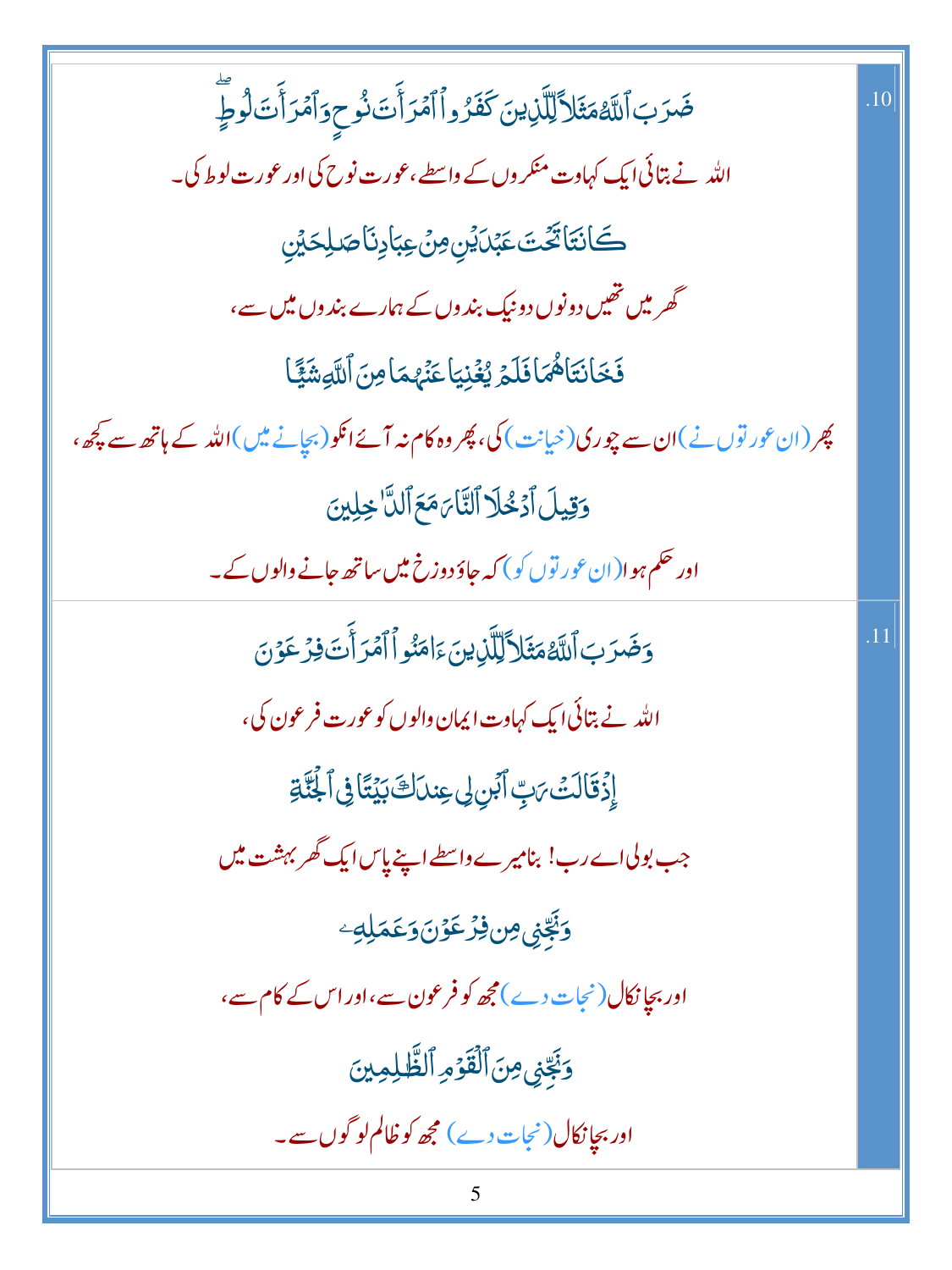| | |
|---|---|
| .10 | ضَرَبَ ٱللَّهُ مَثَلًا لِّلَّذِينَ كَفَرُوا۟ ٱمْرَأَتَ نُوحٍ وَٱمْرَأَتَ لُوطٍ ۖ<br>اللہ نے بتائی ایک کہاوت منکروں کے واسطے، عورت نوح کی اور عورت لوط کی۔<br>كَانَتَا تَحْتَ عَبْدَيْنِ مِنْ عِبَادِنَا صَٰلِحَيْنِ<br>گھر میں تھیں دونوں دو نیک بندوں کے ہمارے بندوں میں سے،<br>فَخَانَتَاهُمَا فَلَمْ يُغْنِيَا عَنْهُمَا مِنَ ٱللَّهِ شَيْـًٔا<br>پھر (ان عورتوں نے) ان سے چوری (خیانت) کی، پھر وہ کام نہ آئے انکو (بچانے میں) اللہ کے ہاتھ سے کچھ،<br>وَقِيلَ ٱدْخُلَا ٱلنَّارَ مَعَ ٱلدَّٰخِلِينَ<br>اور حکم ہوا (ان عورتوں کو) کہ جاؤ دوزخ میں ساتھ جانے والوں کے۔ |
| .11 | وَضَرَبَ ٱللَّهُ مَثَلًا لِّلَّذِينَ ءَامَنُوا۟ ٱمْرَأَتَ فِرْعَوْنَ<br>اللہ نے بتائی ایک کہاوت ایمان والوں کو عورت فرعون کی،<br>إِذْ قَالَتْ رَبِّ ٱبْنِ لِى عِندَكَ بَيْتًا فِى ٱلْجَنَّةِ<br>جب بولی اے رب! بنا میرے واسطے اپنے پاس ایک گھر بہشت میں<br>وَنَجِّنِى مِن فِرْعَوْنَ وَعَمَلِهِۦ<br>اور بچا نکال (نجات دے) مجھ کو فرعون سے، اور اس کے کام سے،<br>وَنَجِّنِى مِنَ ٱلْقَوْمِ ٱلظَّٰلِمِينَ<br>اور بچا نکال (نجات دے) مجھ کو ظالم لوگوں سے۔ |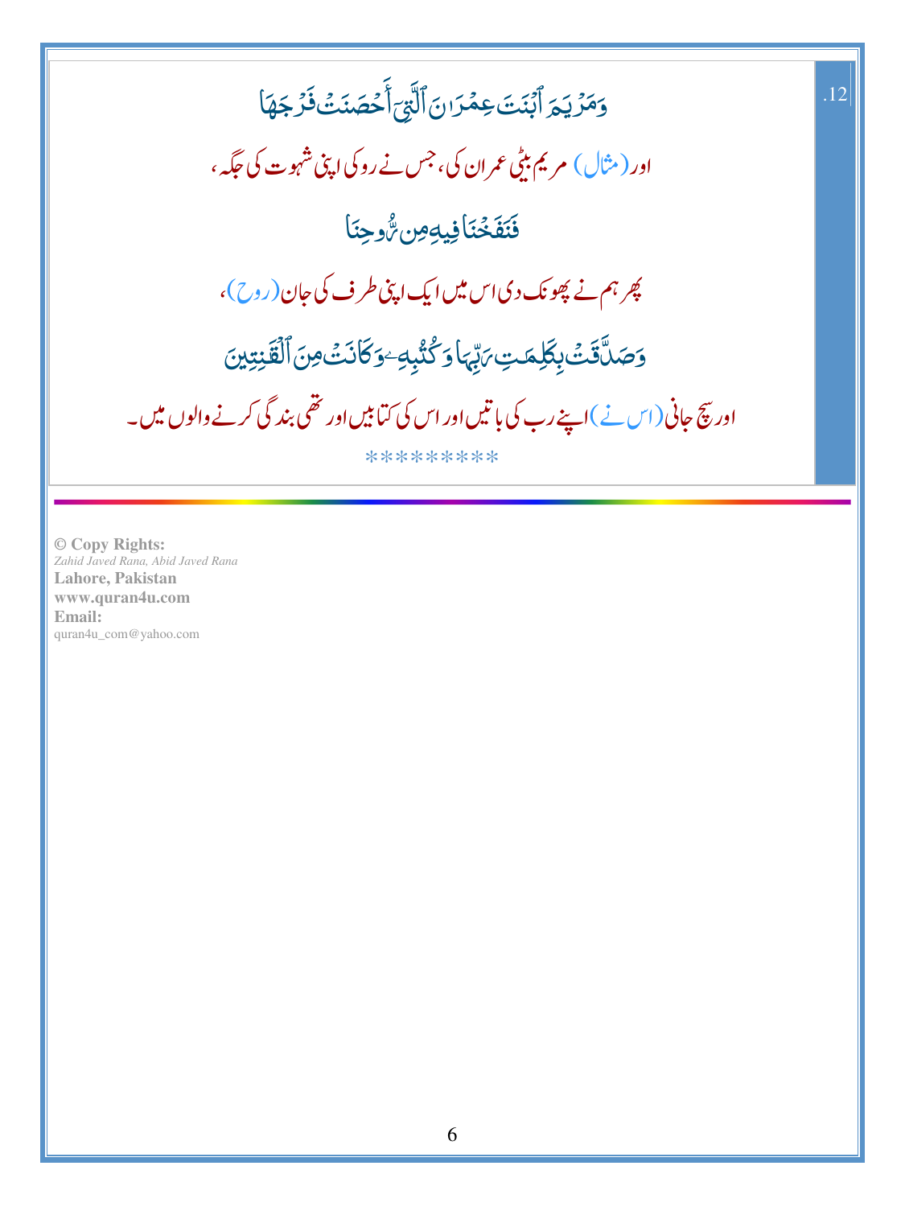.12

وَمَرۡيَمَ ٱبۡنَتَ عِمۡرَٰنَ ٱلَّتِيٓ أَحۡصَنَتۡ فَرۡجَهَا

اور (مثال) مریم بیٹی عمران کی، جس نے روکی اپنی شہوت کی جگہ،

فَنَفَخۡنَا فِيهِ مِن رُّوحِنَا

پھر ہم نے پھونک دی اس میں ایک اپنی طرف کی جان (روح)،

وَصَدَّقَتۡ بِكَلِمَٰتِ رَبِّهَا وَكُتُبِهِۦ وَكَانَتۡ مِنَ ٱلۡقَٰنِتِينَ

اور سچ جانی (اس نے) اپنے رب کی باتیں اور اس کی کتابیں اور تھی بندگی کرنے والوں میں۔

*********

**© Copy Rights:**
*Zahid Javed Rana, Abid Javed Rana*
**Lahore, Pakistan**
**www.quran4u.com**
**Email:**
quran4u_com@yahoo.com